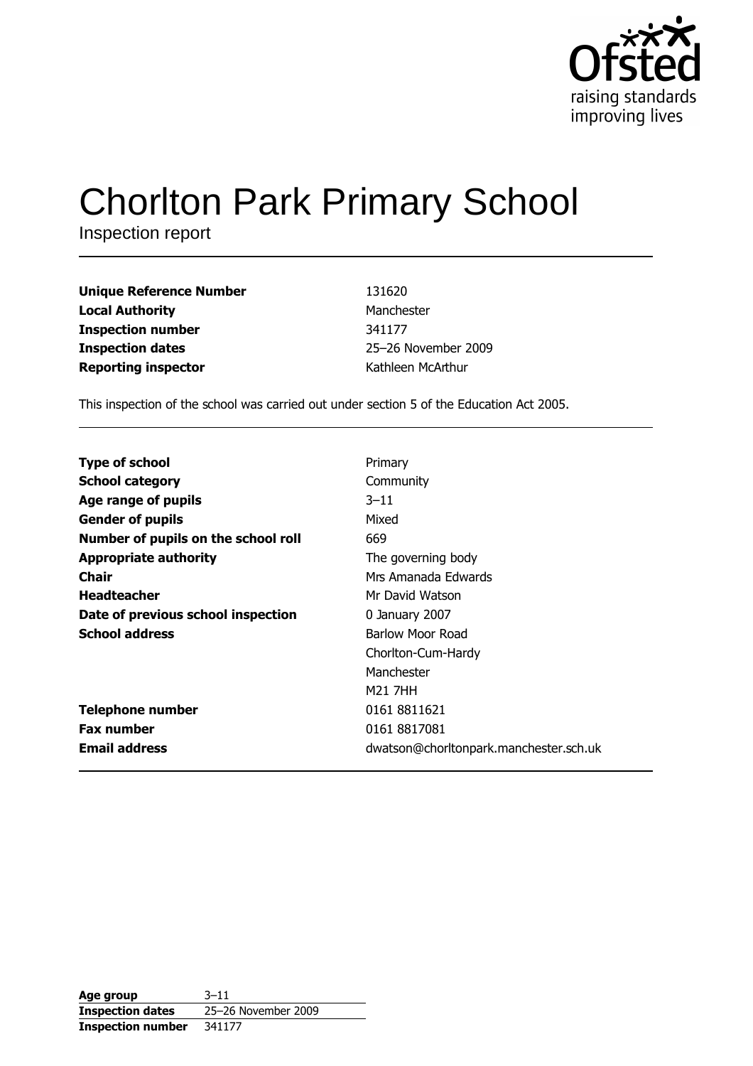Ofsted
raising standards
improving lives

# Chorlton Park Primary School

Inspection report

| | |
|---|---|
| **Unique Reference Number** | 131620 |
| **Local Authority** | Manchester |
| **Inspection number** | 341177 |
| **Inspection dates** | 25–26 November 2009 |
| **Reporting inspector** | Kathleen McArthur |

This inspection of the school was carried out under section 5 of the Education Act 2005.

| | |
|---|---|
| **Type of school** | Primary |
| **School category** | Community |
| **Age range of pupils** | 3–11 |
| **Gender of pupils** | Mixed |
| **Number of pupils on the school roll** | 669 |
| **Appropriate authority** | The governing body |
| **Chair** | Mrs Amanada Edwards |
| **Headteacher** | Mr David Watson |
| **Date of previous school inspection** | 0 January 2007 |
| **School address** | Barlow Moor Road<br>Chorlton-Cum-Hardy<br>Manchester<br>M21 7HH |
| **Telephone number** | 0161 8811621 |
| **Fax number** | 0161 8817081 |
| **Email address** | dwatson@chorltonpark.manchester.sch.uk |

| | |
|---|---|
| **Age group** | 3–11 |
| **Inspection dates** | 25–26 November 2009 |
| **Inspection number** | 341177 |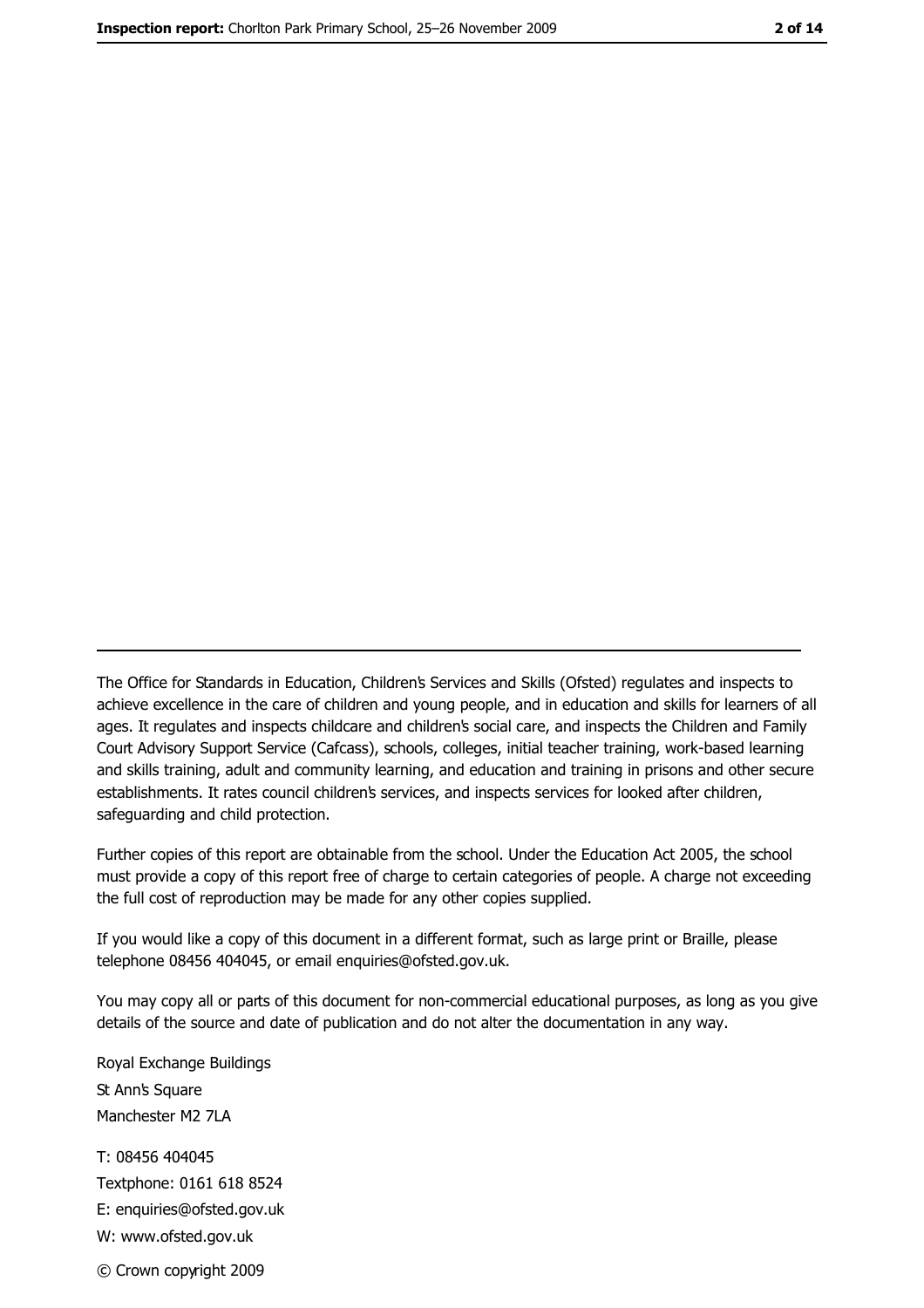---

The Office for Standards in Education, Children's Services and Skills (Ofsted) regulates and inspects to achieve excellence in the care of children and young people, and in education and skills for learners of all ages. It regulates and inspects childcare and children's social care, and inspects the Children and Family Court Advisory Support Service (Cafcass), schools, colleges, initial teacher training, work-based learning and skills training, adult and community learning, and education and training in prisons and other secure establishments. It rates council children's services, and inspects services for looked after children, safeguarding and child protection.

Further copies of this report are obtainable from the school. Under the Education Act 2005, the school must provide a copy of this report free of charge to certain categories of people. A charge not exceeding the full cost of reproduction may be made for any other copies supplied.

If you would like a copy of this document in a different format, such as large print or Braille, please telephone 08456 404045, or email enquiries@ofsted.gov.uk.

You may copy all or parts of this document for non-commercial educational purposes, as long as you give details of the source and date of publication and do not alter the documentation in any way.

Royal Exchange Buildings
St Ann's Square
Manchester M2 7LA

T: 08456 404045
Textphone: 0161 618 8524
E: enquiries@ofsted.gov.uk
W: www.ofsted.gov.uk

© Crown copyright 2009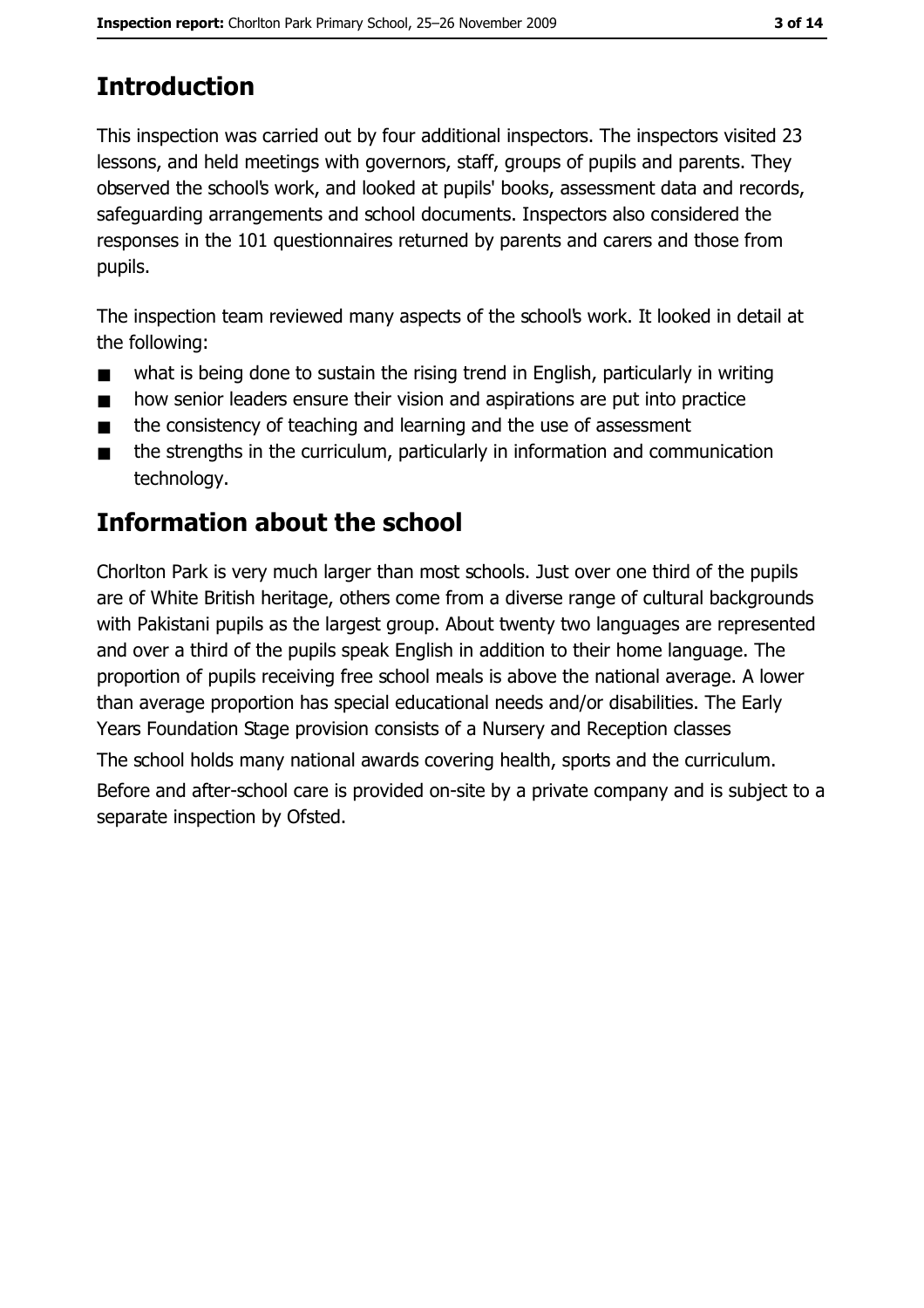# Introduction

This inspection was carried out by four additional inspectors. The inspectors visited 23 lessons, and held meetings with governors, staff, groups of pupils and parents. They observed the school's work, and looked at pupils' books, assessment data and records, safeguarding arrangements and school documents. Inspectors also considered the responses in the 101 questionnaires returned by parents and carers and those from pupils.

The inspection team reviewed many aspects of the school's work. It looked in detail at the following:

- what is being done to sustain the rising trend in English, particularly in writing
- how senior leaders ensure their vision and aspirations are put into practice
- the consistency of teaching and learning and the use of assessment
- the strengths in the curriculum, particularly in information and communication technology.

# Information about the school

Chorlton Park is very much larger than most schools. Just over one third of the pupils are of White British heritage, others come from a diverse range of cultural backgrounds with Pakistani pupils as the largest group. About twenty two languages are represented and over a third of the pupils speak English in addition to their home language. The proportion of pupils receiving free school meals is above the national average. A lower than average proportion has special educational needs and/or disabilities. The Early Years Foundation Stage provision consists of a Nursery and Reception classes

The school holds many national awards covering health, sports and the curriculum.

Before and after-school care is provided on-site by a private company and is subject to a separate inspection by Ofsted.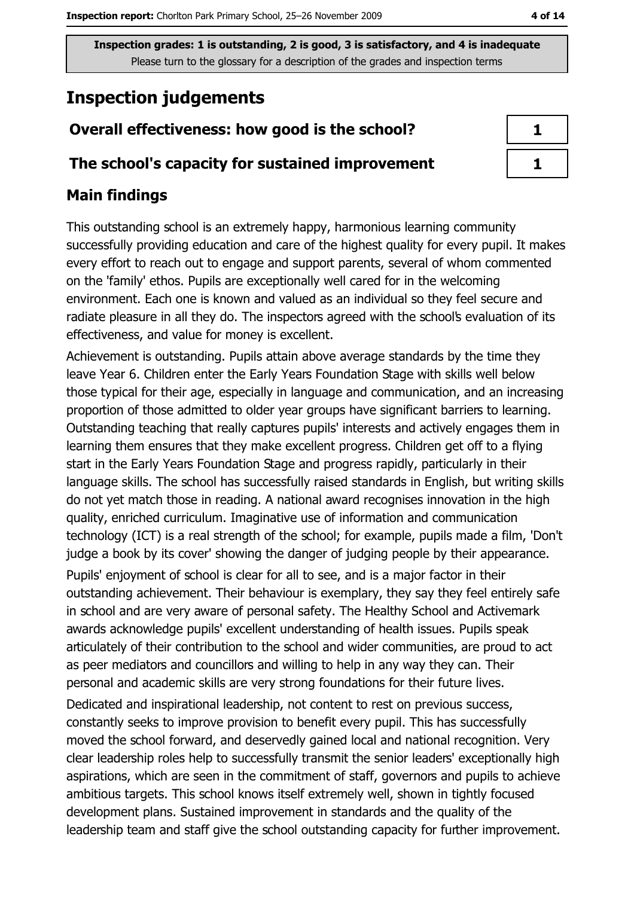**Inspection grades: 1 is outstanding, 2 is good, 3 is satisfactory, and 4 is inadequate**
Please turn to the glossary for a description of the grades and inspection terms

# Inspection judgements

| | |
|---|---|
| **Overall effectiveness: how good is the school?** | **1** |
| **The school's capacity for sustained improvement** | **1** |

## Main findings

This outstanding school is an extremely happy, harmonious learning community successfully providing education and care of the highest quality for every pupil. It makes every effort to reach out to engage and support parents, several of whom commented on the 'family' ethos. Pupils are exceptionally well cared for in the welcoming environment. Each one is known and valued as an individual so they feel secure and radiate pleasure in all they do. The inspectors agreed with the school's evaluation of its effectiveness, and value for money is excellent.

Achievement is outstanding. Pupils attain above average standards by the time they leave Year 6. Children enter the Early Years Foundation Stage with skills well below those typical for their age, especially in language and communication, and an increasing proportion of those admitted to older year groups have significant barriers to learning. Outstanding teaching that really captures pupils' interests and actively engages them in learning them ensures that they make excellent progress. Children get off to a flying start in the Early Years Foundation Stage and progress rapidly, particularly in their language skills. The school has successfully raised standards in English, but writing skills do not yet match those in reading. A national award recognises innovation in the high quality, enriched curriculum. Imaginative use of information and communication technology (ICT) is a real strength of the school; for example, pupils made a film, 'Don't judge a book by its cover' showing the danger of judging people by their appearance.

Pupils' enjoyment of school is clear for all to see, and is a major factor in their outstanding achievement. Their behaviour is exemplary, they say they feel entirely safe in school and are very aware of personal safety. The Healthy School and Activemark awards acknowledge pupils' excellent understanding of health issues. Pupils speak articulately of their contribution to the school and wider communities, are proud to act as peer mediators and councillors and willing to help in any way they can. Their personal and academic skills are very strong foundations for their future lives.

Dedicated and inspirational leadership, not content to rest on previous success, constantly seeks to improve provision to benefit every pupil. This has successfully moved the school forward, and deservedly gained local and national recognition. Very clear leadership roles help to successfully transmit the senior leaders' exceptionally high aspirations, which are seen in the commitment of staff, governors and pupils to achieve ambitious targets. This school knows itself extremely well, shown in tightly focused development plans. Sustained improvement in standards and the quality of the leadership team and staff give the school outstanding capacity for further improvement.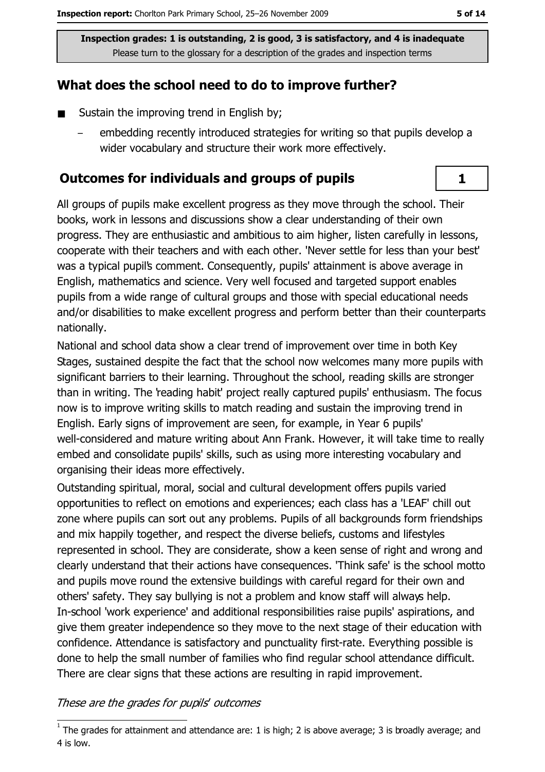**Inspection grades: 1 is outstanding, 2 is good, 3 is satisfactory, and 4 is inadequate**
Please turn to the glossary for a description of the grades and inspection terms

## What does the school need to do to improve further?

- Sustain the improving trend in English by;
  - embedding recently introduced strategies for writing so that pupils develop a wider vocabulary and structure their work more effectively.

## Outcomes for individuals and groups of pupils

**1**

All groups of pupils make excellent progress as they move through the school. Their books, work in lessons and discussions show a clear understanding of their own progress. They are enthusiastic and ambitious to aim higher, listen carefully in lessons, cooperate with their teachers and with each other. 'Never settle for less than your best' was a typical pupil's comment. Consequently, pupils' attainment is above average in English, mathematics and science. Very well focused and targeted support enables pupils from a wide range of cultural groups and those with special educational needs and/or disabilities to make excellent progress and perform better than their counterparts nationally.

National and school data show a clear trend of improvement over time in both Key Stages, sustained despite the fact that the school now welcomes many more pupils with significant barriers to their learning. Throughout the school, reading skills are stronger than in writing. The 'reading habit' project really captured pupils' enthusiasm. The focus now is to improve writing skills to match reading and sustain the improving trend in English. Early signs of improvement are seen, for example, in Year 6 pupils' well-considered and mature writing about Ann Frank. However, it will take time to really embed and consolidate pupils' skills, such as using more interesting vocabulary and organising their ideas more effectively.

Outstanding spiritual, moral, social and cultural development offers pupils varied opportunities to reflect on emotions and experiences; each class has a 'LEAF' chill out zone where pupils can sort out any problems. Pupils of all backgrounds form friendships and mix happily together, and respect the diverse beliefs, customs and lifestyles represented in school. They are considerate, show a keen sense of right and wrong and clearly understand that their actions have consequences. 'Think safe' is the school motto and pupils move round the extensive buildings with careful regard for their own and others' safety. They say bullying is not a problem and know staff will always help. In-school 'work experience' and additional responsibilities raise pupils' aspirations, and give them greater independence so they move to the next stage of their education with confidence. Attendance is satisfactory and punctuality first-rate. Everything possible is done to help the small number of families who find regular school attendance difficult. There are clear signs that these actions are resulting in rapid improvement.

*These are the grades for pupils' outcomes*

[1] The grades for attainment and attendance are: 1 is high; 2 is above average; 3 is broadly average; and 4 is low.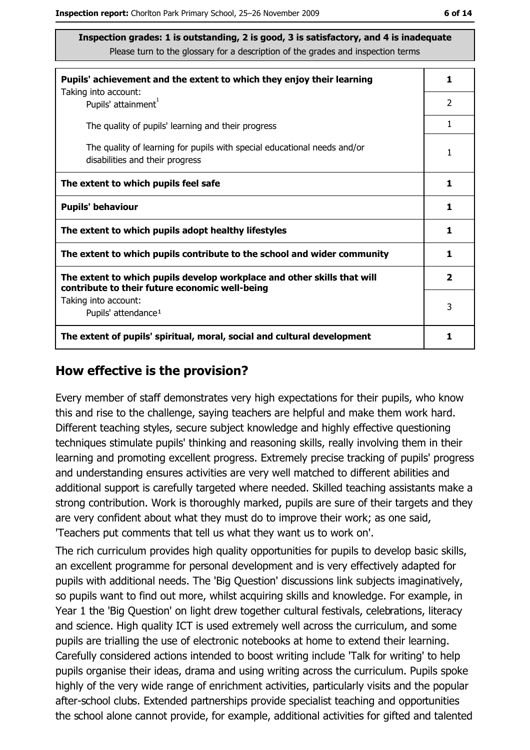**Inspection grades: 1 is outstanding, 2 is good, 3 is satisfactory, and 4 is inadequate**
Please turn to the glossary for a description of the grades and inspection terms

| | |
|---|---|
| **Pupils' achievement and the extent to which they enjoy their learning** | **1** |
| Taking into account: Pupils' attainment[1] | 2 |
| The quality of pupils' learning and their progress | 1 |
| The quality of learning for pupils with special educational needs and/or disabilities and their progress | 1 |
| **The extent to which pupils feel safe** | **1** |
| **Pupils' behaviour** | **1** |
| **The extent to which pupils adopt healthy lifestyles** | **1** |
| **The extent to which pupils contribute to the school and wider community** | **1** |
| **The extent to which pupils develop workplace and other skills that will contribute to their future economic well-being** | **2** |
| Taking into account: Pupils' attendance[1] | 3 |
| **The extent of pupils' spiritual, moral, social and cultural development** | **1** |

## How effective is the provision?

Every member of staff demonstrates very high expectations for their pupils, who know this and rise to the challenge, saying teachers are helpful and make them work hard. Different teaching styles, secure subject knowledge and highly effective questioning techniques stimulate pupils' thinking and reasoning skills, really involving them in their learning and promoting excellent progress. Extremely precise tracking of pupils' progress and understanding ensures activities are very well matched to different abilities and additional support is carefully targeted where needed. Skilled teaching assistants make a strong contribution. Work is thoroughly marked, pupils are sure of their targets and they are very confident about what they must do to improve their work; as one said, 'Teachers put comments that tell us what they want us to work on'.

The rich curriculum provides high quality opportunities for pupils to develop basic skills, an excellent programme for personal development and is very effectively adapted for pupils with additional needs. The 'Big Question' discussions link subjects imaginatively, so pupils want to find out more, whilst acquiring skills and knowledge. For example, in Year 1 the 'Big Question' on light drew together cultural festivals, celebrations, literacy and science. High quality ICT is used extremely well across the curriculum, and some pupils are trialling the use of electronic notebooks at home to extend their learning. Carefully considered actions intended to boost writing include 'Talk for writing' to help pupils organise their ideas, drama and using writing across the curriculum. Pupils spoke highly of the very wide range of enrichment activities, particularly visits and the popular after-school clubs. Extended partnerships provide specialist teaching and opportunities the school alone cannot provide, for example, additional activities for gifted and talented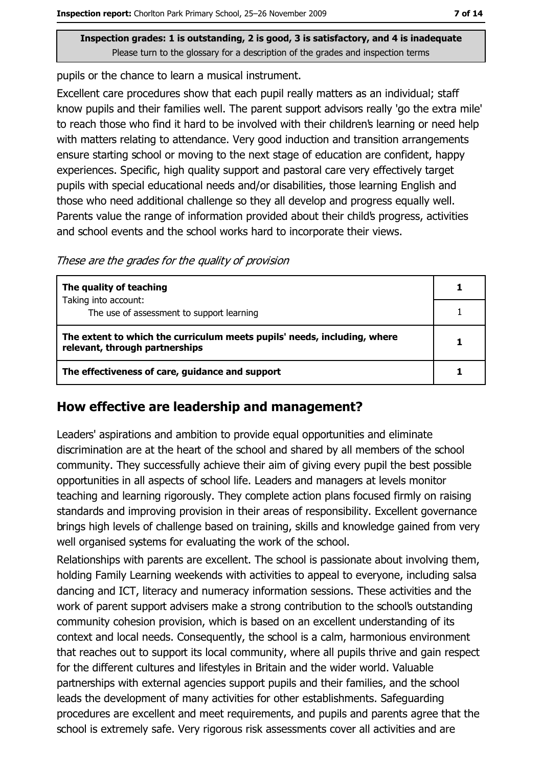Inspection grades: 1 is outstanding, 2 is good, 3 is satisfactory, and 4 is inadequate
Please turn to the glossary for a description of the grades and inspection terms

pupils or the chance to learn a musical instrument.

Excellent care procedures show that each pupil really matters as an individual; staff know pupils and their families well. The parent support advisors really 'go the extra mile' to reach those who find it hard to be involved with their children's learning or need help with matters relating to attendance. Very good induction and transition arrangements ensure starting school or moving to the next stage of education are confident, happy experiences. Specific, high quality support and pastoral care very effectively target pupils with special educational needs and/or disabilities, those learning English and those who need additional challenge so they all develop and progress equally well. Parents value the range of information provided about their child's progress, activities and school events and the school works hard to incorporate their views.

*These are the grades for the quality of provision*

| | |
|---|---|
| **The quality of teaching** | **1** |
| Taking into account: The use of assessment to support learning | 1 |
| **The extent to which the curriculum meets pupils' needs, including, where relevant, through partnerships** | **1** |
| **The effectiveness of care, guidance and support** | **1** |

## How effective are leadership and management?

Leaders' aspirations and ambition to provide equal opportunities and eliminate discrimination are at the heart of the school and shared by all members of the school community. They successfully achieve their aim of giving every pupil the best possible opportunities in all aspects of school life. Leaders and managers at levels monitor teaching and learning rigorously. They complete action plans focused firmly on raising standards and improving provision in their areas of responsibility. Excellent governance brings high levels of challenge based on training, skills and knowledge gained from very well organised systems for evaluating the work of the school.

Relationships with parents are excellent. The school is passionate about involving them, holding Family Learning weekends with activities to appeal to everyone, including salsa dancing and ICT, literacy and numeracy information sessions. These activities and the work of parent support advisers make a strong contribution to the school's outstanding community cohesion provision, which is based on an excellent understanding of its context and local needs. Consequently, the school is a calm, harmonious environment that reaches out to support its local community, where all pupils thrive and gain respect for the different cultures and lifestyles in Britain and the wider world. Valuable partnerships with external agencies support pupils and their families, and the school leads the development of many activities for other establishments. Safeguarding procedures are excellent and meet requirements, and pupils and parents agree that the school is extremely safe. Very rigorous risk assessments cover all activities and are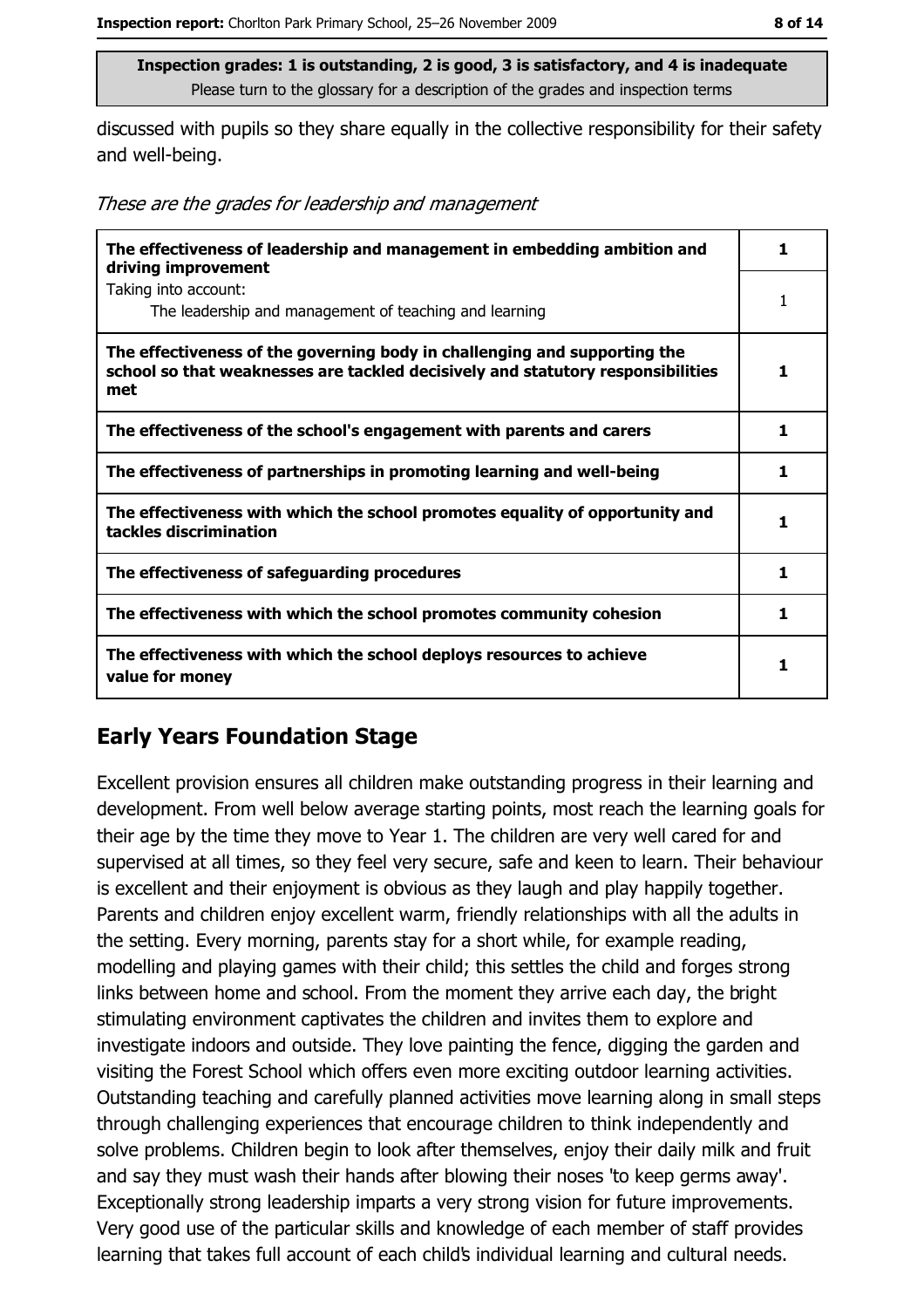**Inspection grades: 1 is outstanding, 2 is good, 3 is satisfactory, and 4 is inadequate**
Please turn to the glossary for a description of the grades and inspection terms

discussed with pupils so they share equally in the collective responsibility for their safety and well-being.

*These are the grades for leadership and management*

| | |
|---|---|
| **The effectiveness of leadership and management in embedding ambition and driving improvement** | **1** |
| Taking into account:<br>The leadership and management of teaching and learning | 1 |
| **The effectiveness of the governing body in challenging and supporting the school so that weaknesses are tackled decisively and statutory responsibilities met** | **1** |
| **The effectiveness of the school's engagement with parents and carers** | **1** |
| **The effectiveness of partnerships in promoting learning and well-being** | **1** |
| **The effectiveness with which the school promotes equality of opportunity and tackles discrimination** | **1** |
| **The effectiveness of safeguarding procedures** | **1** |
| **The effectiveness with which the school promotes community cohesion** | **1** |
| **The effectiveness with which the school deploys resources to achieve value for money** | **1** |

## Early Years Foundation Stage

Excellent provision ensures all children make outstanding progress in their learning and development. From well below average starting points, most reach the learning goals for their age by the time they move to Year 1. The children are very well cared for and supervised at all times, so they feel very secure, safe and keen to learn. Their behaviour is excellent and their enjoyment is obvious as they laugh and play happily together. Parents and children enjoy excellent warm, friendly relationships with all the adults in the setting. Every morning, parents stay for a short while, for example reading, modelling and playing games with their child; this settles the child and forges strong links between home and school. From the moment they arrive each day, the bright stimulating environment captivates the children and invites them to explore and investigate indoors and outside. They love painting the fence, digging the garden and visiting the Forest School which offers even more exciting outdoor learning activities. Outstanding teaching and carefully planned activities move learning along in small steps through challenging experiences that encourage children to think independently and solve problems. Children begin to look after themselves, enjoy their daily milk and fruit and say they must wash their hands after blowing their noses 'to keep germs away'. Exceptionally strong leadership imparts a very strong vision for future improvements. Very good use of the particular skills and knowledge of each member of staff provides learning that takes full account of each child's individual learning and cultural needs.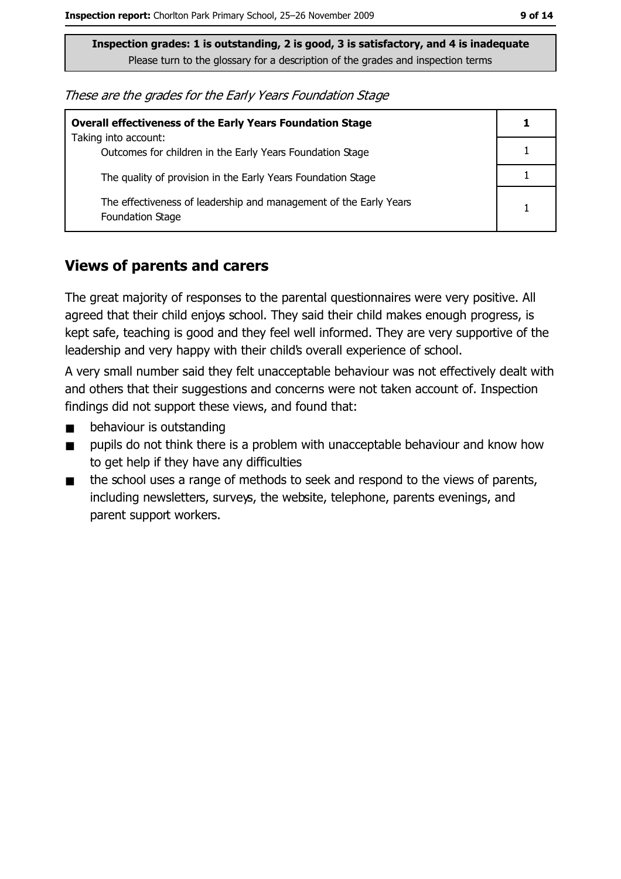**Inspection grades: 1 is outstanding, 2 is good, 3 is satisfactory, and 4 is inadequate**
Please turn to the glossary for a description of the grades and inspection terms

*These are the grades for the Early Years Foundation Stage*

| **Overall effectiveness of the Early Years Foundation Stage** | **1** |
|---|---|
| Taking into account: Outcomes for children in the Early Years Foundation Stage | 1 |
| The quality of provision in the Early Years Foundation Stage | 1 |
| The effectiveness of leadership and management of the Early Years Foundation Stage | 1 |

## Views of parents and carers

The great majority of responses to the parental questionnaires were very positive. All agreed that their child enjoys school. They said their child makes enough progress, is kept safe, teaching is good and they feel well informed. They are very supportive of the leadership and very happy with their child's overall experience of school.

A very small number said they felt unacceptable behaviour was not effectively dealt with and others that their suggestions and concerns were not taken account of. Inspection findings did not support these views, and found that:

- behaviour is outstanding
- pupils do not think there is a problem with unacceptable behaviour and know how to get help if they have any difficulties
- the school uses a range of methods to seek and respond to the views of parents, including newsletters, surveys, the website, telephone, parents evenings, and parent support workers.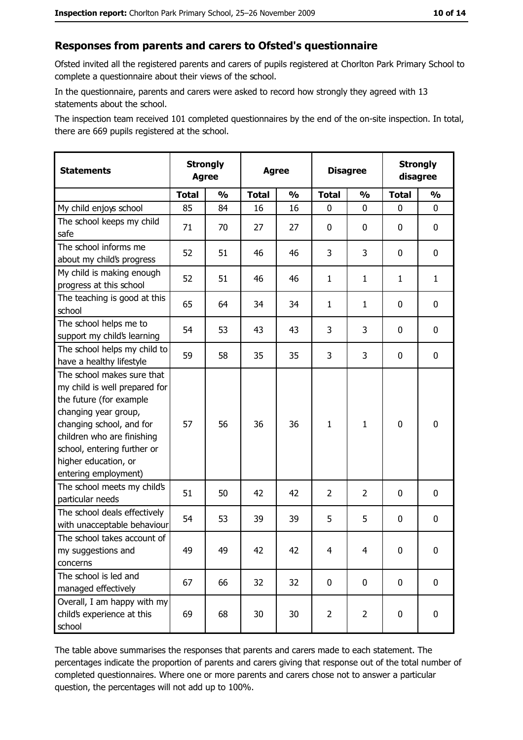## Responses from parents and carers to Ofsted's questionnaire

Ofsted invited all the registered parents and carers of pupils registered at Chorlton Park Primary School to complete a questionnaire about their views of the school.

In the questionnaire, parents and carers were asked to record how strongly they agreed with 13 statements about the school.

The inspection team received 101 completed questionnaires by the end of the on-site inspection. In total, there are 669 pupils registered at the school.

| Statements | Strongly Agree | | Agree | | Disagree | | Strongly disagree | |
|---|---|---|---|---|---|---|---|---|
| | Total | % | Total | % | Total | % | Total | % |
| My child enjoys school | 85 | 84 | 16 | 16 | 0 | 0 | 0 | 0 |
| The school keeps my child safe | 71 | 70 | 27 | 27 | 0 | 0 | 0 | 0 |
| The school informs me about my child's progress | 52 | 51 | 46 | 46 | 3 | 3 | 0 | 0 |
| My child is making enough progress at this school | 52 | 51 | 46 | 46 | 1 | 1 | 1 | 1 |
| The teaching is good at this school | 65 | 64 | 34 | 34 | 1 | 1 | 0 | 0 |
| The school helps me to support my child's learning | 54 | 53 | 43 | 43 | 3 | 3 | 0 | 0 |
| The school helps my child to have a healthy lifestyle | 59 | 58 | 35 | 35 | 3 | 3 | 0 | 0 |
| The school makes sure that my child is well prepared for the future (for example changing year group, changing school, and for children who are finishing school, entering further or higher education, or entering employment) | 57 | 56 | 36 | 36 | 1 | 1 | 0 | 0 |
| The school meets my child's particular needs | 51 | 50 | 42 | 42 | 2 | 2 | 0 | 0 |
| The school deals effectively with unacceptable behaviour | 54 | 53 | 39 | 39 | 5 | 5 | 0 | 0 |
| The school takes account of my suggestions and concerns | 49 | 49 | 42 | 42 | 4 | 4 | 0 | 0 |
| The school is led and managed effectively | 67 | 66 | 32 | 32 | 0 | 0 | 0 | 0 |
| Overall, I am happy with my child's experience at this school | 69 | 68 | 30 | 30 | 2 | 2 | 0 | 0 |

The table above summarises the responses that parents and carers made to each statement. The percentages indicate the proportion of parents and carers giving that response out of the total number of completed questionnaires. Where one or more parents and carers chose not to answer a particular question, the percentages will not add up to 100%.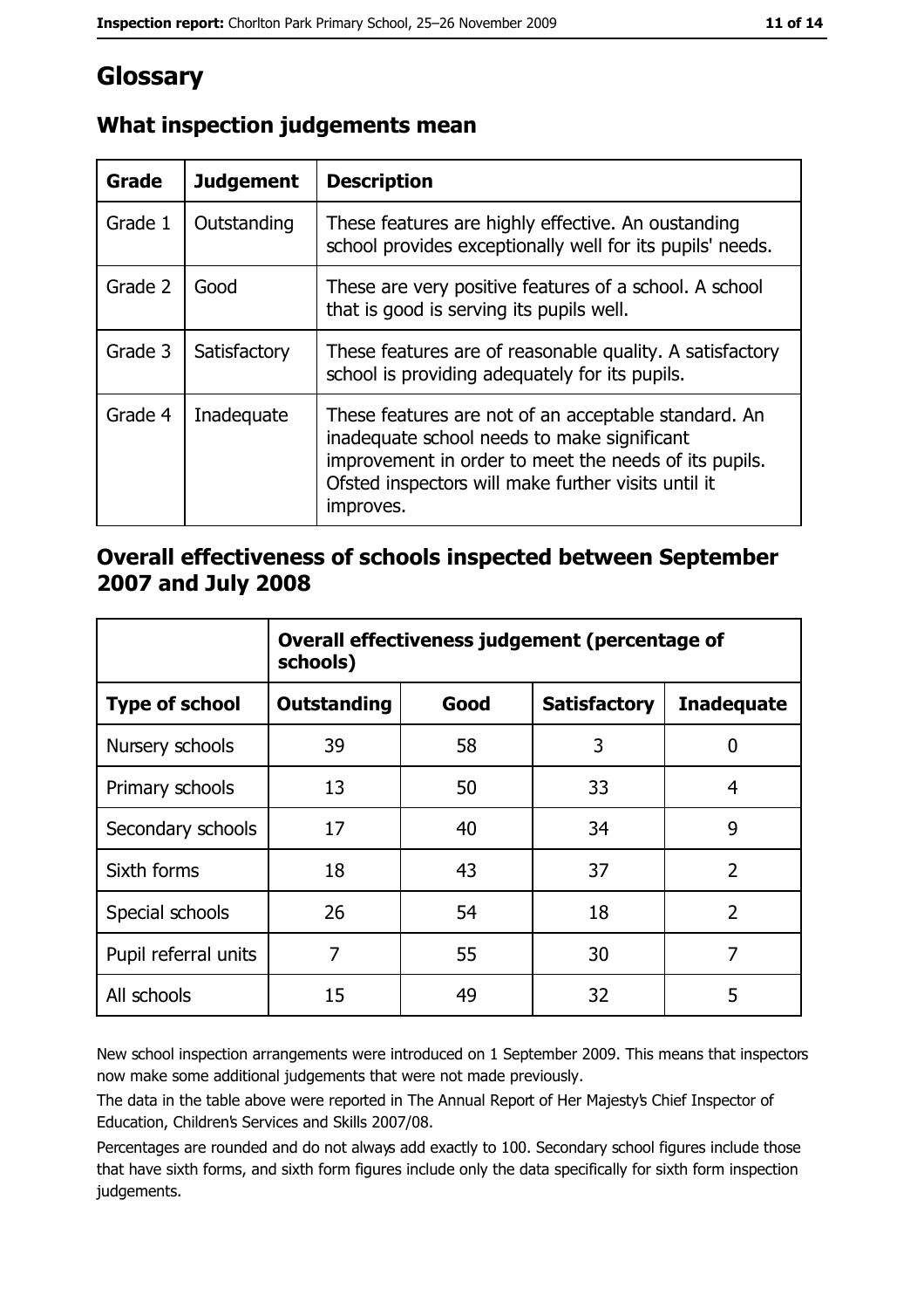# Glossary

## What inspection judgements mean

| Grade | Judgement | Description |
|---|---|---|
| Grade 1 | Outstanding | These features are highly effective. An oustanding school provides exceptionally well for its pupils' needs. |
| Grade 2 | Good | These are very positive features of a school. A school that is good is serving its pupils well. |
| Grade 3 | Satisfactory | These features are of reasonable quality. A satisfactory school is providing adequately for its pupils. |
| Grade 4 | Inadequate | These features are not of an acceptable standard. An inadequate school needs to make significant improvement in order to meet the needs of its pupils. Ofsted inspectors will make further visits until it improves. |

## Overall effectiveness of schools inspected between September 2007 and July 2008

| | Overall effectiveness judgement (percentage of schools) | | | |
|---|---|---|---|---|
| **Type of school** | **Outstanding** | **Good** | **Satisfactory** | **Inadequate** |
| Nursery schools | 39 | 58 | 3 | 0 |
| Primary schools | 13 | 50 | 33 | 4 |
| Secondary schools | 17 | 40 | 34 | 9 |
| Sixth forms | 18 | 43 | 37 | 2 |
| Special schools | 26 | 54 | 18 | 2 |
| Pupil referral units | 7 | 55 | 30 | 7 |
| All schools | 15 | 49 | 32 | 5 |

New school inspection arrangements were introduced on 1 September 2009. This means that inspectors now make some additional judgements that were not made previously.

The data in the table above were reported in The Annual Report of Her Majesty's Chief Inspector of Education, Children's Services and Skills 2007/08.

Percentages are rounded and do not always add exactly to 100. Secondary school figures include those that have sixth forms, and sixth form figures include only the data specifically for sixth form inspection judgements.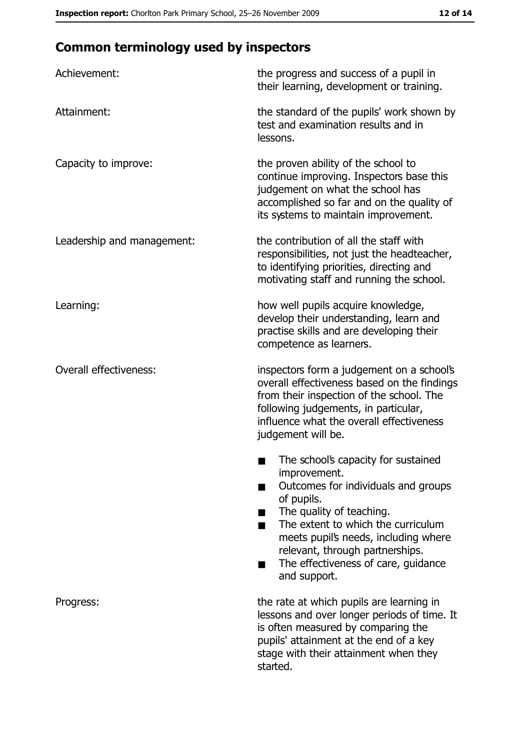## Common terminology used by inspectors

| | |
|---|---|
| Achievement: | the progress and success of a pupil in their learning, development or training. |
| Attainment: | the standard of the pupils' work shown by test and examination results and in lessons. |
| Capacity to improve: | the proven ability of the school to continue improving. Inspectors base this judgement on what the school has accomplished so far and on the quality of its systems to maintain improvement. |
| Leadership and management: | the contribution of all the staff with responsibilities, not just the headteacher, to identifying priorities, directing and motivating staff and running the school. |
| Learning: | how well pupils acquire knowledge, develop their understanding, learn and practise skills and are developing their competence as learners. |
| Overall effectiveness: | inspectors form a judgement on a school's overall effectiveness based on the findings from their inspection of the school. The following judgements, in particular, influence what the overall effectiveness judgement will be. <br>■ The school's capacity for sustained improvement.<br>■ Outcomes for individuals and groups of pupils.<br>■ The quality of teaching.<br>■ The extent to which the curriculum meets pupil's needs, including where relevant, through partnerships.<br>■ The effectiveness of care, guidance and support. |
| Progress: | the rate at which pupils are learning in lessons and over longer periods of time. It is often measured by comparing the pupils' attainment at the end of a key stage with their attainment when they started. |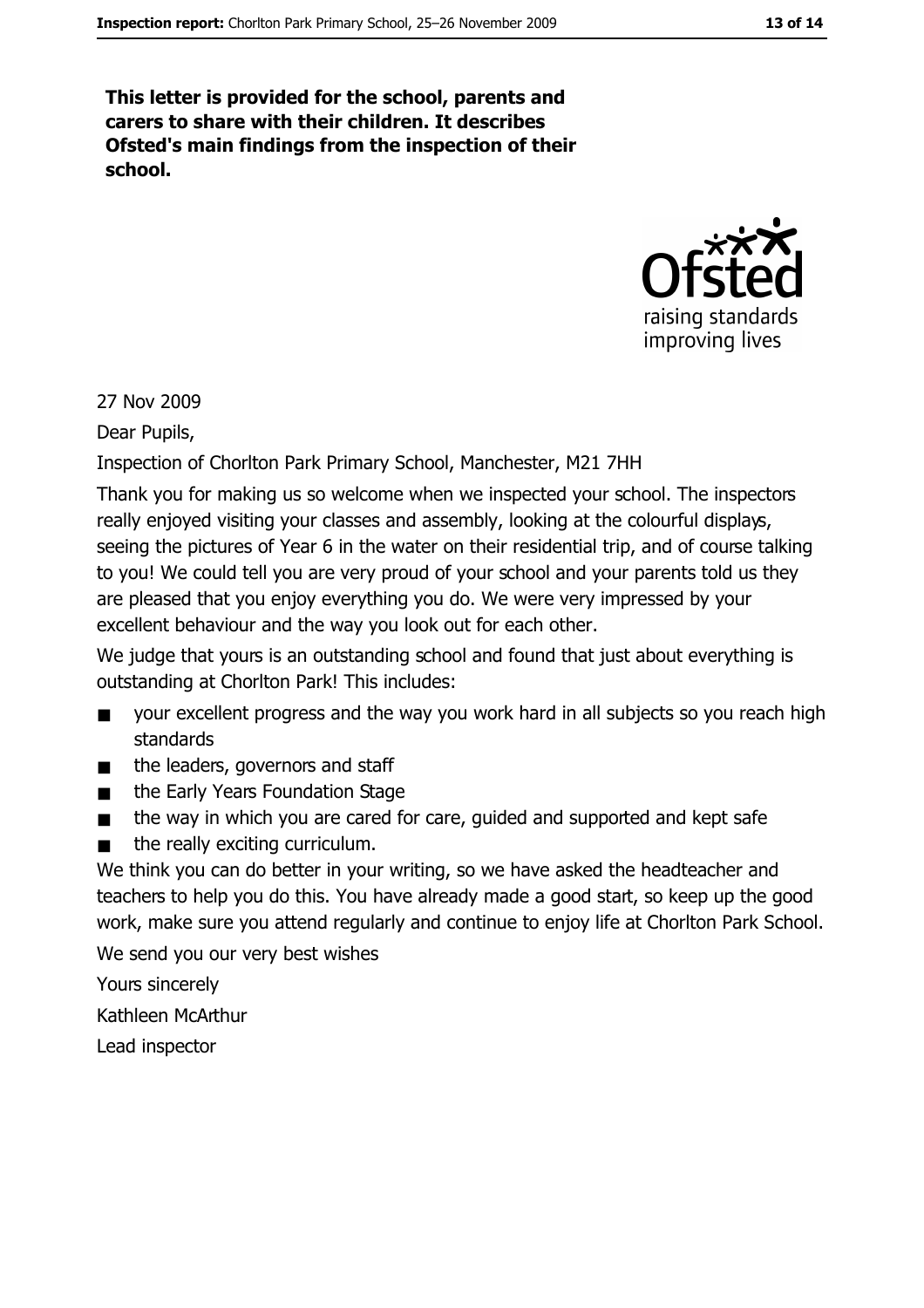**This letter is provided for the school, parents and carers to share with their children. It describes Ofsted's main findings from the inspection of their school.**

27 Nov 2009

Dear Pupils,

Inspection of Chorlton Park Primary School, Manchester, M21 7HH

Thank you for making us so welcome when we inspected your school. The inspectors really enjoyed visiting your classes and assembly, looking at the colourful displays, seeing the pictures of Year 6 in the water on their residential trip, and of course talking to you! We could tell you are very proud of your school and your parents told us they are pleased that you enjoy everything you do. We were very impressed by your excellent behaviour and the way you look out for each other.

We judge that yours is an outstanding school and found that just about everything is outstanding at Chorlton Park! This includes:

- your excellent progress and the way you work hard in all subjects so you reach high standards
- the leaders, governors and staff
- the Early Years Foundation Stage
- the way in which you are cared for care, guided and supported and kept safe
- the really exciting curriculum.

We think you can do better in your writing, so we have asked the headteacher and teachers to help you do this. You have already made a good start, so keep up the good work, make sure you attend regularly and continue to enjoy life at Chorlton Park School.

We send you our very best wishes

Yours sincerely

Kathleen McArthur

Lead inspector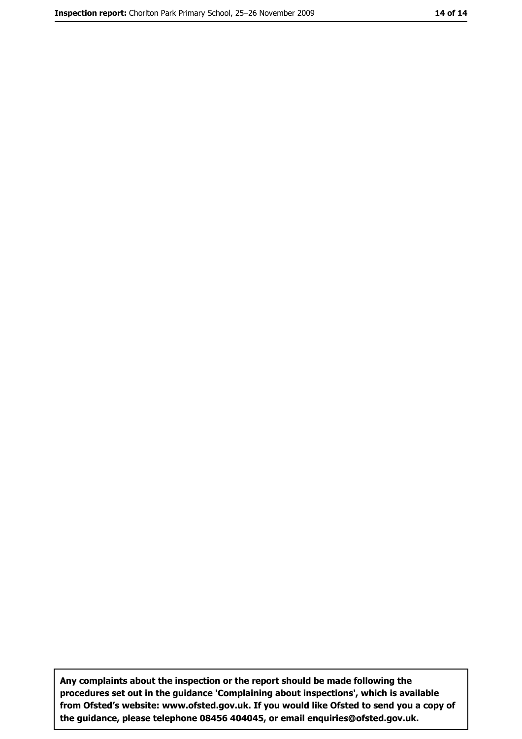**Any complaints about the inspection or the report should be made following the procedures set out in the guidance 'Complaining about inspections', which is available from Ofsted's website: www.ofsted.gov.uk. If you would like Ofsted to send you a copy of the guidance, please telephone 08456 404045, or email enquiries@ofsted.gov.uk.**